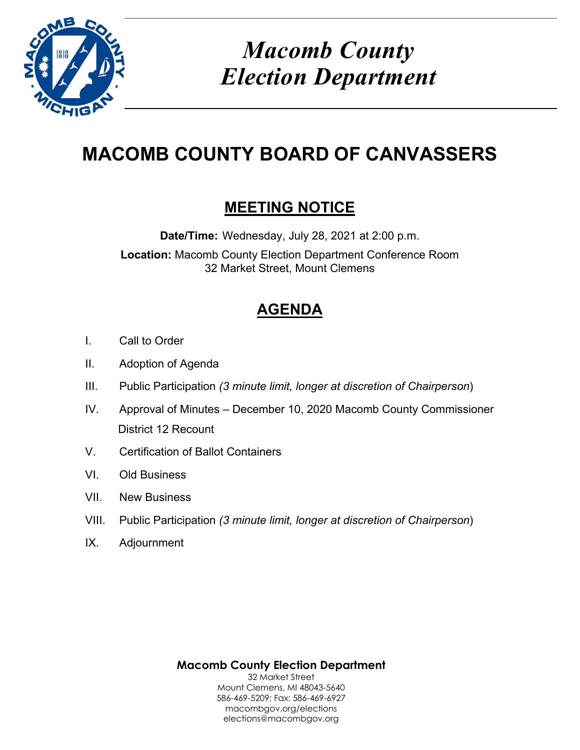# Macomb County Election Department

# MACOMB COUNTY BOARD OF CANVASSERS

## MEETING NOTICE

**Date/Time:** Wednesday, July 28, 2021 at 2:00 p.m.

**Location:** Macomb County Election Department Conference Room
32 Market Street, Mount Clemens

## AGENDA

I. Call to Order

II. Adoption of Agenda

III. Public Participation *(3 minute limit, longer at discretion of Chairperson)*

IV. Approval of Minutes – December 10, 2020 Macomb County Commissioner District 12 Recount

V. Certification of Ballot Containers

VI. Old Business

VII. New Business

VIII. Public Participation *(3 minute limit, longer at discretion of Chairperson)*

IX. Adjournment

**Macomb County Election Department**
32 Market Street
Mount Clemens, MI 48043-5640
586-469-5209; Fax: 586-469-6927
macombgov.org/elections
elections@macombgov.org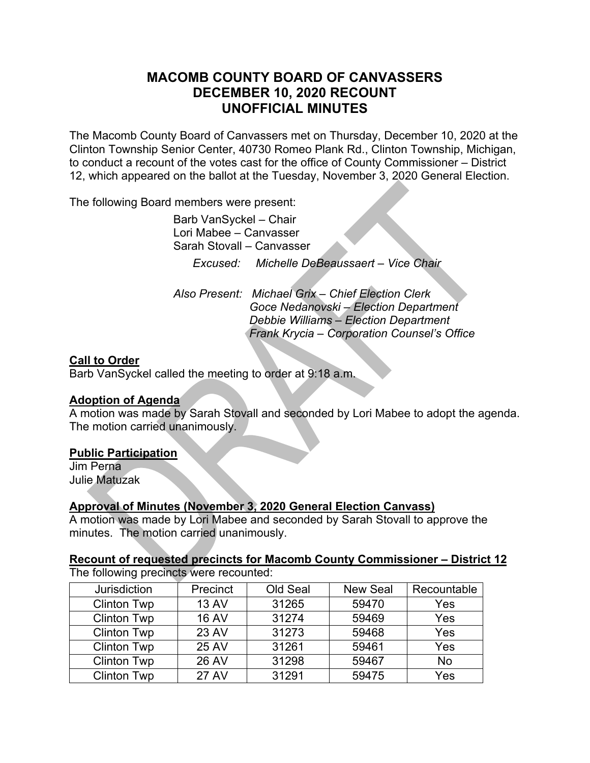# MACOMB COUNTY BOARD OF CANVASSERS
# DECEMBER 10, 2020 RECOUNT
# UNOFFICIAL MINUTES

The Macomb County Board of Canvassers met on Thursday, December 10, 2020 at the Clinton Township Senior Center, 40730 Romeo Plank Rd., Clinton Township, Michigan, to conduct a recount of the votes cast for the office of County Commissioner – District 12, which appeared on the ballot at the Tuesday, November 3, 2020 General Election.

The following Board members were present:

Barb VanSyckel – Chair
Lori Mabee – Canvasser
Sarah Stovall – Canvasser

*Excused: Michelle DeBeaussaert – Vice Chair*

*Also Present: Michael Grix – Chief Election Clerk*
*Goce Nedanovski – Election Department*
*Debbie Williams – Election Department*
*Frank Krycia – Corporation Counsel's Office*

**Call to Order**

Barb VanSyckel called the meeting to order at 9:18 a.m.

**Adoption of Agenda**

A motion was made by Sarah Stovall and seconded by Lori Mabee to adopt the agenda. The motion carried unanimously.

**Public Participation**

Jim Perna
Julie Matuzak

**Approval of Minutes (November 3, 2020 General Election Canvass)**

A motion was made by Lori Mabee and seconded by Sarah Stovall to approve the minutes. The motion carried unanimously.

**Recount of requested precincts for Macomb County Commissioner – District 12**

The following precincts were recounted:

| Jurisdiction | Precinct | Old Seal | New Seal | Recountable |
|---|---|---|---|---|
| Clinton Twp | 13 AV | 31265 | 59470 | Yes |
| Clinton Twp | 16 AV | 31274 | 59469 | Yes |
| Clinton Twp | 23 AV | 31273 | 59468 | Yes |
| Clinton Twp | 25 AV | 31261 | 59461 | Yes |
| Clinton Twp | 26 AV | 31298 | 59467 | No |
| Clinton Twp | 27 AV | 31291 | 59475 | Yes |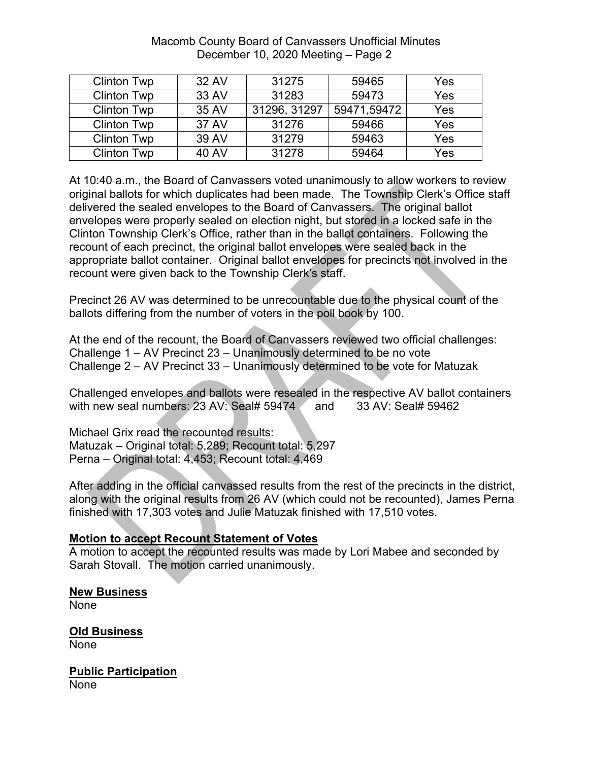| Clinton Twp | 32 AV | 31275 | 59465 | Yes |
|---|---|---|---|---|
| Clinton Twp | 33 AV | 31283 | 59473 | Yes |
| Clinton Twp | 35 AV | 31296, 31297 | 59471,59472 | Yes |
| Clinton Twp | 37 AV | 31276 | 59466 | Yes |
| Clinton Twp | 39 AV | 31279 | 59463 | Yes |
| Clinton Twp | 40 AV | 31278 | 59464 | Yes |

At 10:40 a.m., the Board of Canvassers voted unanimously to allow workers to review original ballots for which duplicates had been made. The Township Clerk's Office staff delivered the sealed envelopes to the Board of Canvassers. The original ballot envelopes were properly sealed on election night, but stored in a locked safe in the Clinton Township Clerk's Office, rather than in the ballot containers. Following the recount of each precinct, the original ballot envelopes were sealed back in the appropriate ballot container. Original ballot envelopes for precincts not involved in the recount were given back to the Township Clerk's staff.

Precinct 26 AV was determined to be unrecountable due to the physical count of the ballots differing from the number of voters in the poll book by 100.

At the end of the recount, the Board of Canvassers reviewed two official challenges:
Challenge 1 – AV Precinct 23 – Unanimously determined to be no vote
Challenge 2 – AV Precinct 33 – Unanimously determined to be vote for Matuzak

Challenged envelopes and ballots were resealed in the respective AV ballot containers with new seal numbers: 23 AV: Seal# 59474 and 33 AV: Seal# 59462

Michael Grix read the recounted results:
Matuzak – Original total: 5,289; Recount total: 5,297
Perna – Original total: 4,453; Recount total: 4,469

After adding in the official canvassed results from the rest of the precincts in the district, along with the original results from 26 AV (which could not be recounted), James Perna finished with 17,303 votes and Julie Matuzak finished with 17,510 votes.

**Motion to accept Recount Statement of Votes**
A motion to accept the recounted results was made by Lori Mabee and seconded by Sarah Stovall. The motion carried unanimously.

**New Business**
None

**Old Business**
None

**Public Participation**
None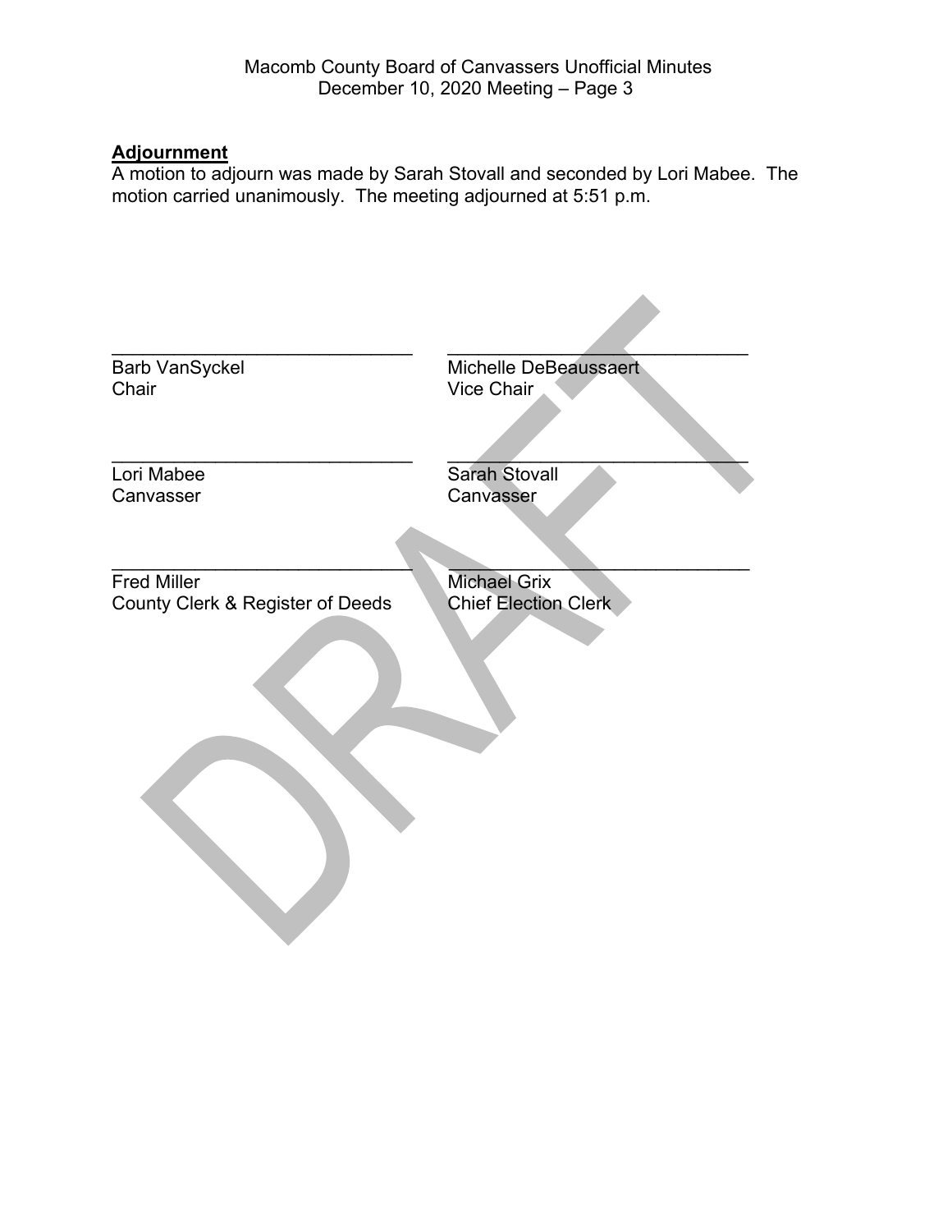**Adjournment**

A motion to adjourn was made by Sarah Stovall and seconded by Lori Mabee. The motion carried unanimously. The meeting adjourned at 5:51 p.m.

| | |
|---|---|
| \_\_\_\_\_\_\_\_\_\_\_\_\_\_\_\_\_\_\_\_\_\_\_\_\_\_\_\_\_\_ | \_\_\_\_\_\_\_\_\_\_\_\_\_\_\_\_\_\_\_\_\_\_\_\_\_\_\_\_\_\_ |
| Barb VanSyckel<br>Chair | Michelle DeBeaussaert<br>Vice Chair |
| \_\_\_\_\_\_\_\_\_\_\_\_\_\_\_\_\_\_\_\_\_\_\_\_\_\_\_\_\_\_ | \_\_\_\_\_\_\_\_\_\_\_\_\_\_\_\_\_\_\_\_\_\_\_\_\_\_\_\_\_\_ |
| Lori Mabee<br>Canvasser | Sarah Stovall<br>Canvasser |
| \_\_\_\_\_\_\_\_\_\_\_\_\_\_\_\_\_\_\_\_\_\_\_\_\_\_\_\_\_\_ | \_\_\_\_\_\_\_\_\_\_\_\_\_\_\_\_\_\_\_\_\_\_\_\_\_\_\_\_\_\_ |
| Fred Miller<br>County Clerk & Register of Deeds | Michael Grix<br>Chief Election Clerk |

DRAFT